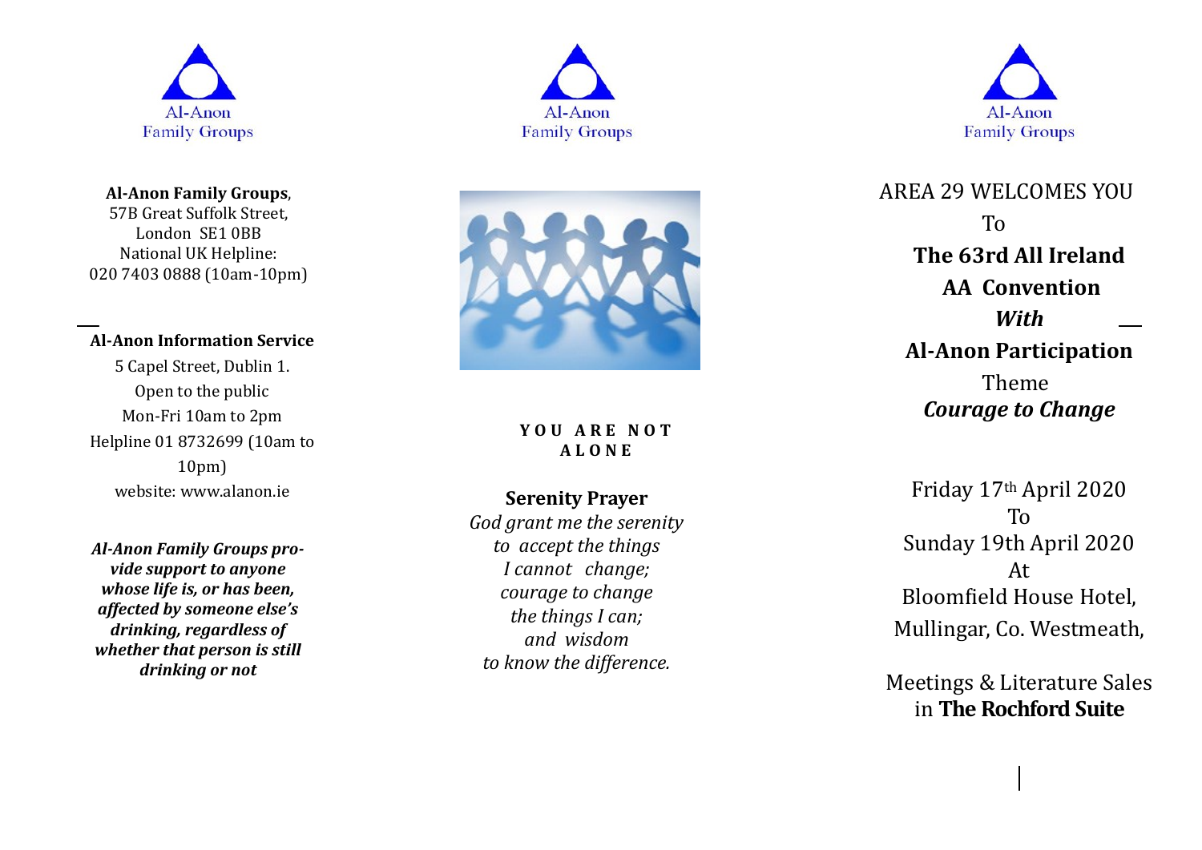Al-Anon
Family Groups

**Al-Anon Family Groups**,
57B Great Suffolk Street,
London SE1 0BB
National UK Helpline:
020 7403 0888 (10am-10pm)

**Al-Anon Information Service**
5 Capel Street, Dublin 1.
Open to the public
Mon-Fri 10am to 2pm
Helpline 01 8732699 (10am to 10pm)
website: www.alanon.ie

***Al-Anon Family Groups provide support to anyone whose life is, or has been, affected by someone else's drinking, regardless of whether that person is still drinking or not***

Al-Anon
Family Groups

**YOU ARE NOT ALONE**

**Serenity Prayer**

*God grant me the serenity*
*to accept the things*
*I cannot change;*
*courage to change*
*the things I can;*
*and wisdom*
*to know the difference.*

Al-Anon
Family Groups

AREA 29 WELCOMES YOU

To

**The 63rd All Ireland AA Convention**

***With***

**Al-Anon Participation**

Theme

***Courage to Change***

Friday 17th April 2020
To
Sunday 19th April 2020
At
Bloomfield House Hotel,
Mullingar, Co. Westmeath,

Meetings & Literature Sales
in **The Rochford Suite**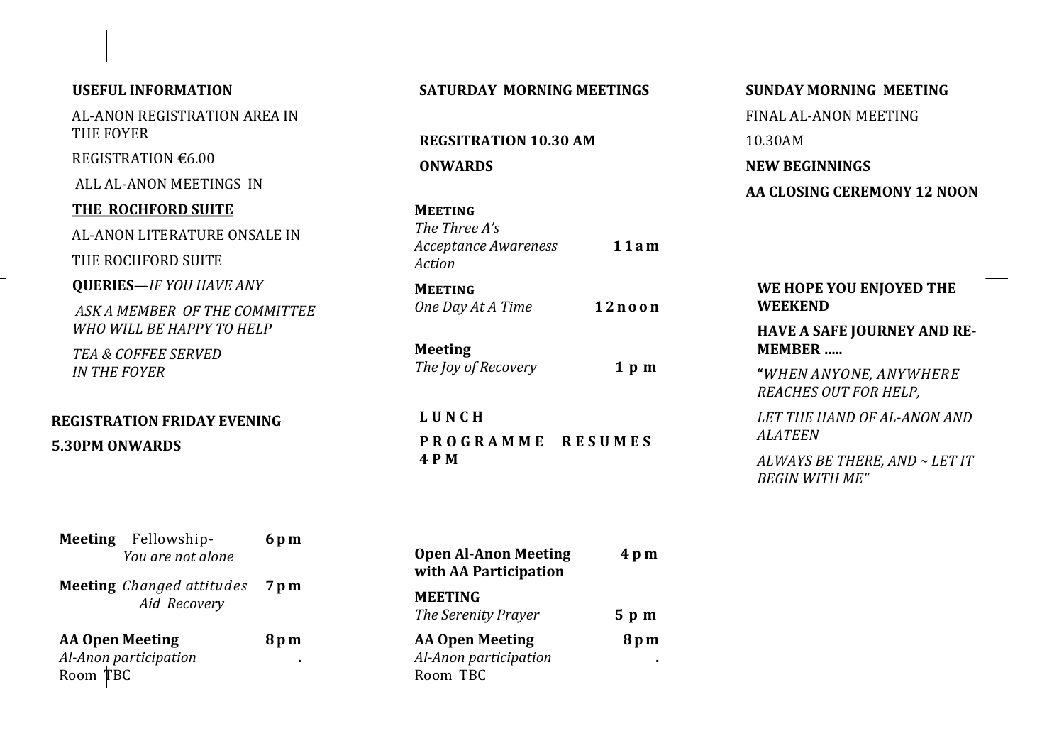**USEFUL INFORMATION**

AL-ANON REGISTRATION AREA IN THE FOYER

REGISTRATION €6.00

ALL AL-ANON MEETINGS IN

**THE ROCHFORD SUITE**

AL-ANON LITERATURE ONSALE IN

THE ROCHFORD SUITE

**QUERIES**—*IF YOU HAVE ANY*

*ASK A MEMBER OF THE COMMITTEE WHO WILL BE HAPPY TO HELP*

*TEA & COFFEE SERVED IN THE FOYER*

**REGISTRATION FRIDAY EVENING**

**5.30PM ONWARDS**

| | | |
|---|---|---|
| **Meeting** | Fellowship- *You are not alone* | **6 p m** |
| **Meeting** | *Changed attitudes Aid Recovery* | **7 p m** |
| **AA Open Meeting** *Al-Anon participation* Room TBC | | **8 p m** . |

**SATURDAY MORNING MEETINGS**

**REGSITRATION 10.30 AM**

**ONWARDS**

| | |
|---|---|
| **MEETING** *The Three A's Acceptance Awareness Action* | **1 1 a m** |
| **MEETING** *One Day At A Time* | **1 2 n o o n** |
| **Meeting** *The Joy of Recovery* | **1 p m** |

**L U N C H**

**P R O G R A M M E R E S U M E S 4 P M**

| | |
|---|---|
| **Open Al-Anon Meeting with AA Participation** | **4 p m** |
| **MEETING** *The Serenity Prayer* | **5 p m** |
| **AA Open Meeting** *Al-Anon participation* Room TBC | **8 p m** . |

**SUNDAY MORNING MEETING**

FINAL AL-ANON MEETING

10.30AM

**NEW BEGINNINGS**

**AA CLOSING CEREMONY 12 NOON**

**WE HOPE YOU ENJOYED THE WEEKEND**

**HAVE A SAFE JOURNEY AND RE-MEMBER .....**

**"***WHEN ANYONE, ANYWHERE REACHES OUT FOR HELP,*

*LET THE HAND OF AL-ANON AND ALATEEN*

*ALWAYS BE THERE, AND ~ LET IT BEGIN WITH ME"*